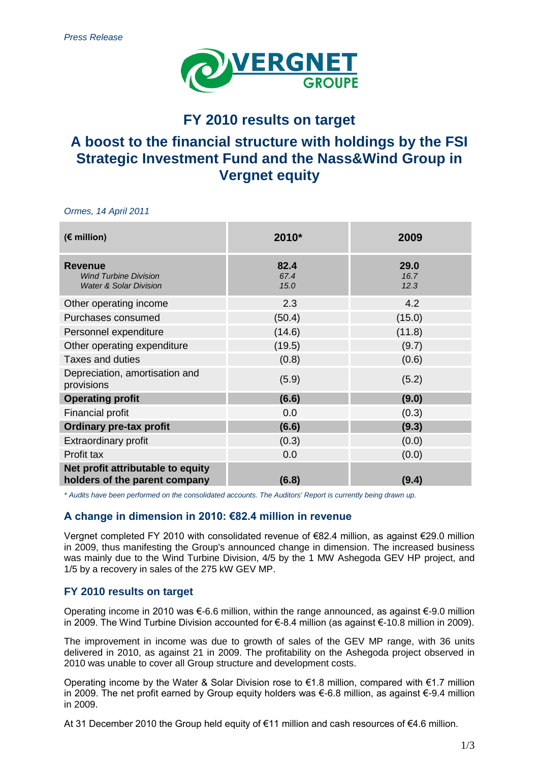*Press Release*

VERGNET GROUPE

# FY 2010 results on target

## A boost to the financial structure with holdings by the FSI Strategic Investment Fund and the Nass&Wind Group in Vergnet equity

*Ormes, 14 April 2011*

| (€ million) | 2010* | 2009 |
|---|---|---|
| **Revenue**<br>*Wind Turbine Division*<br>*Water & Solar Division* | **82.4**<br>*67.4*<br>*15.0* | **29.0**<br>*16.7*<br>*12.3* |
| Other operating income | 2.3 | 4.2 |
| Purchases consumed | (50.4) | (15.0) |
| Personnel expenditure | (14.6) | (11.8) |
| Other operating expenditure | (19.5) | (9.7) |
| Taxes and duties | (0.8) | (0.6) |
| Depreciation, amortisation and provisions | (5.9) | (5.2) |
| **Operating profit** | **(6.6)** | **(9.0)** |
| Financial profit | 0.0 | (0.3) |
| **Ordinary pre-tax profit** | **(6.6)** | **(9.3)** |
| Extraordinary profit | (0.3) | (0.0) |
| Profit tax | 0.0 | (0.0) |
| **Net profit attributable to equity holders of the parent company** | **(6.8)** | **(9.4)** |

*\* Audits have been performed on the consolidated accounts. The Auditors' Report is currently being drawn up.*

### A change in dimension in 2010: €82.4 million in revenue

Vergnet completed FY 2010 with consolidated revenue of €82.4 million, as against €29.0 million in 2009, thus manifesting the Group's announced change in dimension. The increased business was mainly due to the Wind Turbine Division, 4/5 by the 1 MW Ashegoda GEV HP project, and 1/5 by a recovery in sales of the 275 kW GEV MP.

### FY 2010 results on target

Operating income in 2010 was €-6.6 million, within the range announced, as against €-9.0 million in 2009. The Wind Turbine Division accounted for €-8.4 million (as against €-10.8 million in 2009).

The improvement in income was due to growth of sales of the GEV MP range, with 36 units delivered in 2010, as against 21 in 2009. The profitability on the Ashegoda project observed in 2010 was unable to cover all Group structure and development costs.

Operating income by the Water & Solar Division rose to €1.8 million, compared with €1.7 million in 2009. The net profit earned by Group equity holders was €-6.8 million, as against €-9.4 million in 2009.

At 31 December 2010 the Group held equity of €11 million and cash resources of €4.6 million.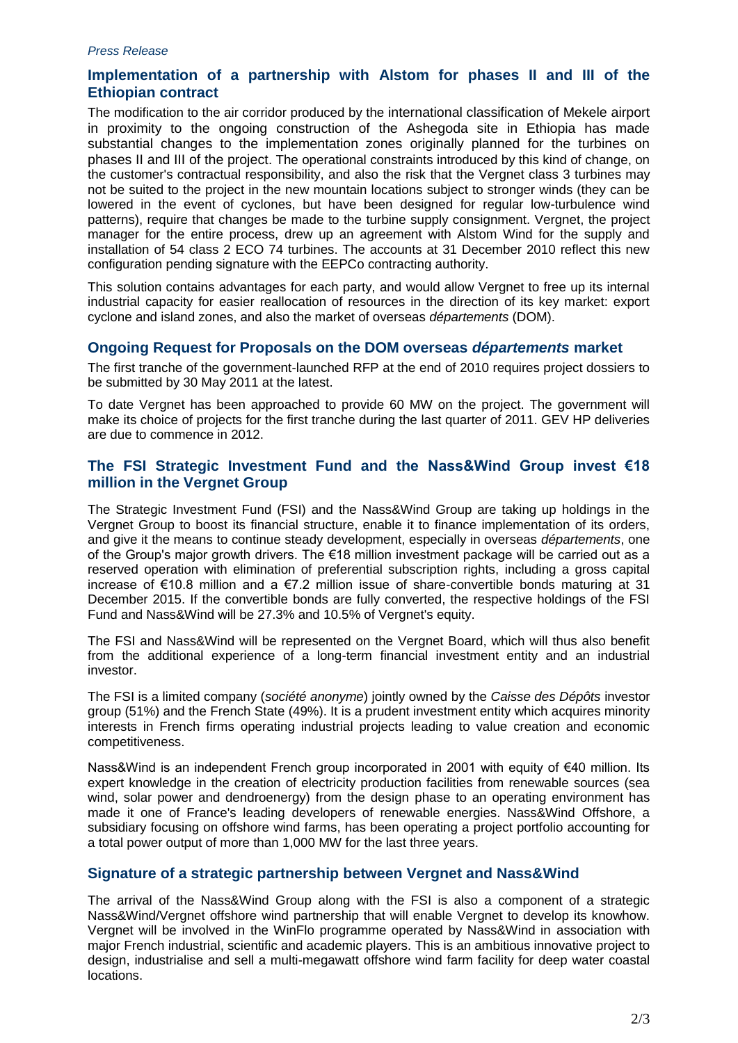*Press Release*

## Implementation of a partnership with Alstom for phases II and III of the Ethiopian contract

The modification to the air corridor produced by the international classification of Mekele airport in proximity to the ongoing construction of the Ashegoda site in Ethiopia has made substantial changes to the implementation zones originally planned for the turbines on phases II and III of the project. The operational constraints introduced by this kind of change, on the customer's contractual responsibility, and also the risk that the Vergnet class 3 turbines may not be suited to the project in the new mountain locations subject to stronger winds (they can be lowered in the event of cyclones, but have been designed for regular low-turbulence wind patterns), require that changes be made to the turbine supply consignment. Vergnet, the project manager for the entire process, drew up an agreement with Alstom Wind for the supply and installation of 54 class 2 ECO 74 turbines. The accounts at 31 December 2010 reflect this new configuration pending signature with the EEPCo contracting authority.

This solution contains advantages for each party, and would allow Vergnet to free up its internal industrial capacity for easier reallocation of resources in the direction of its key market: export cyclone and island zones, and also the market of overseas *départements* (DOM).

## Ongoing Request for Proposals on the DOM overseas *départements* market

The first tranche of the government-launched RFP at the end of 2010 requires project dossiers to be submitted by 30 May 2011 at the latest.

To date Vergnet has been approached to provide 60 MW on the project. The government will make its choice of projects for the first tranche during the last quarter of 2011. GEV HP deliveries are due to commence in 2012.

## The FSI Strategic Investment Fund and the Nass&Wind Group invest €18 million in the Vergnet Group

The Strategic Investment Fund (FSI) and the Nass&Wind Group are taking up holdings in the Vergnet Group to boost its financial structure, enable it to finance implementation of its orders, and give it the means to continue steady development, especially in overseas *départements*, one of the Group's major growth drivers. The €18 million investment package will be carried out as a reserved operation with elimination of preferential subscription rights, including a gross capital increase of €10.8 million and a €7.2 million issue of share-convertible bonds maturing at 31 December 2015. If the convertible bonds are fully converted, the respective holdings of the FSI Fund and Nass&Wind will be 27.3% and 10.5% of Vergnet's equity.

The FSI and Nass&Wind will be represented on the Vergnet Board, which will thus also benefit from the additional experience of a long-term financial investment entity and an industrial investor.

The FSI is a limited company (*société anonyme*) jointly owned by the *Caisse des Dépôts* investor group (51%) and the French State (49%). It is a prudent investment entity which acquires minority interests in French firms operating industrial projects leading to value creation and economic competitiveness.

Nass&Wind is an independent French group incorporated in 2001 with equity of €40 million. Its expert knowledge in the creation of electricity production facilities from renewable sources (sea wind, solar power and dendroenergy) from the design phase to an operating environment has made it one of France's leading developers of renewable energies. Nass&Wind Offshore, a subsidiary focusing on offshore wind farms, has been operating a project portfolio accounting for a total power output of more than 1,000 MW for the last three years.

## Signature of a strategic partnership between Vergnet and Nass&Wind

The arrival of the Nass&Wind Group along with the FSI is also a component of a strategic Nass&Wind/Vergnet offshore wind partnership that will enable Vergnet to develop its knowhow. Vergnet will be involved in the WinFlo programme operated by Nass&Wind in association with major French industrial, scientific and academic players. This is an ambitious innovative project to design, industrialise and sell a multi-megawatt offshore wind farm facility for deep water coastal locations.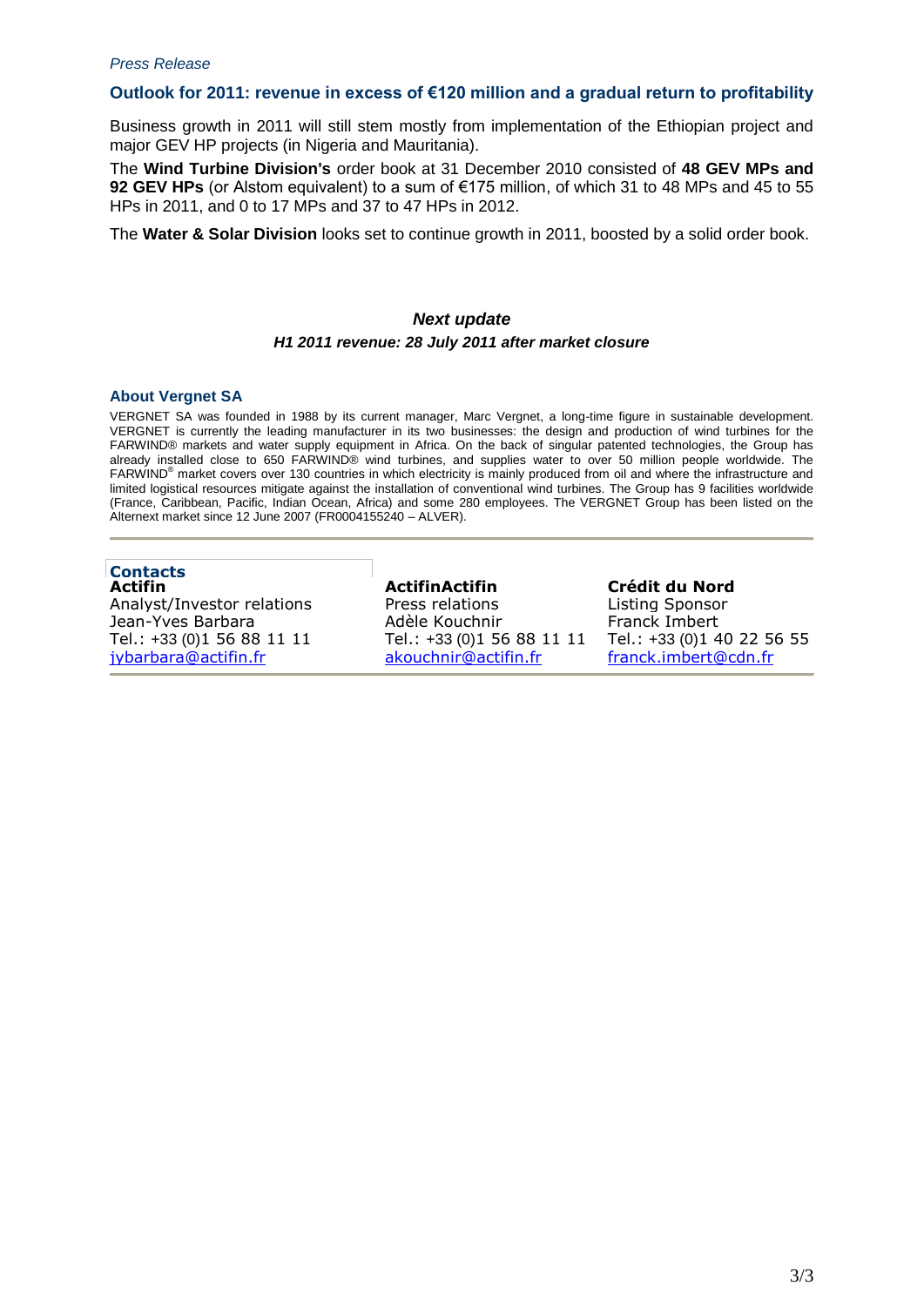*Press Release*

### Outlook for 2011: revenue in excess of €120 million and a gradual return to profitability

Business growth in 2011 will still stem mostly from implementation of the Ethiopian project and major GEV HP projects (in Nigeria and Mauritania).

The **Wind Turbine Division's** order book at 31 December 2010 consisted of **48 GEV MPs and 92 GEV HPs** (or Alstom equivalent) to a sum of €175 million, of which 31 to 48 MPs and 45 to 55 HPs in 2011, and 0 to 17 MPs and 37 to 47 HPs in 2012.

The **Water & Solar Division** looks set to continue growth in 2011, boosted by a solid order book.

***Next update***

***H1 2011 revenue: 28 July 2011 after market closure***

### About Vergnet SA

VERGNET SA was founded in 1988 by its current manager, Marc Vergnet, a long-time figure in sustainable development. VERGNET is currently the leading manufacturer in its two businesses: the design and production of wind turbines for the FARWIND® markets and water supply equipment in Africa. On the back of singular patented technologies, the Group has already installed close to 650 FARWIND® wind turbines, and supplies water to over 50 million people worldwide. The FARWIND® market covers over 130 countries in which electricity is mainly produced from oil and where the infrastructure and limited logistical resources mitigate against the installation of conventional wind turbines. The Group has 9 facilities worldwide (France, Caribbean, Pacific, Indian Ocean, Africa) and some 280 employees. The VERGNET Group has been listed on the Alternext market since 12 June 2007 (FR0004155240 – ALVER).

**Contacts**

**Actifin**
Analyst/Investor relations
Jean-Yves Barbara
Tel.: +33 (0)1 56 88 11 11
jybarbara@actifin.fr

**ActifinActifin**
Press relations
Adèle Kouchnir
Tel.: +33 (0)1 56 88 11 11
akouchnir@actifin.fr

**Crédit du Nord**
Listing Sponsor
Franck Imbert
Tel.: +33 (0)1 40 22 56 55
franck.imbert@cdn.fr